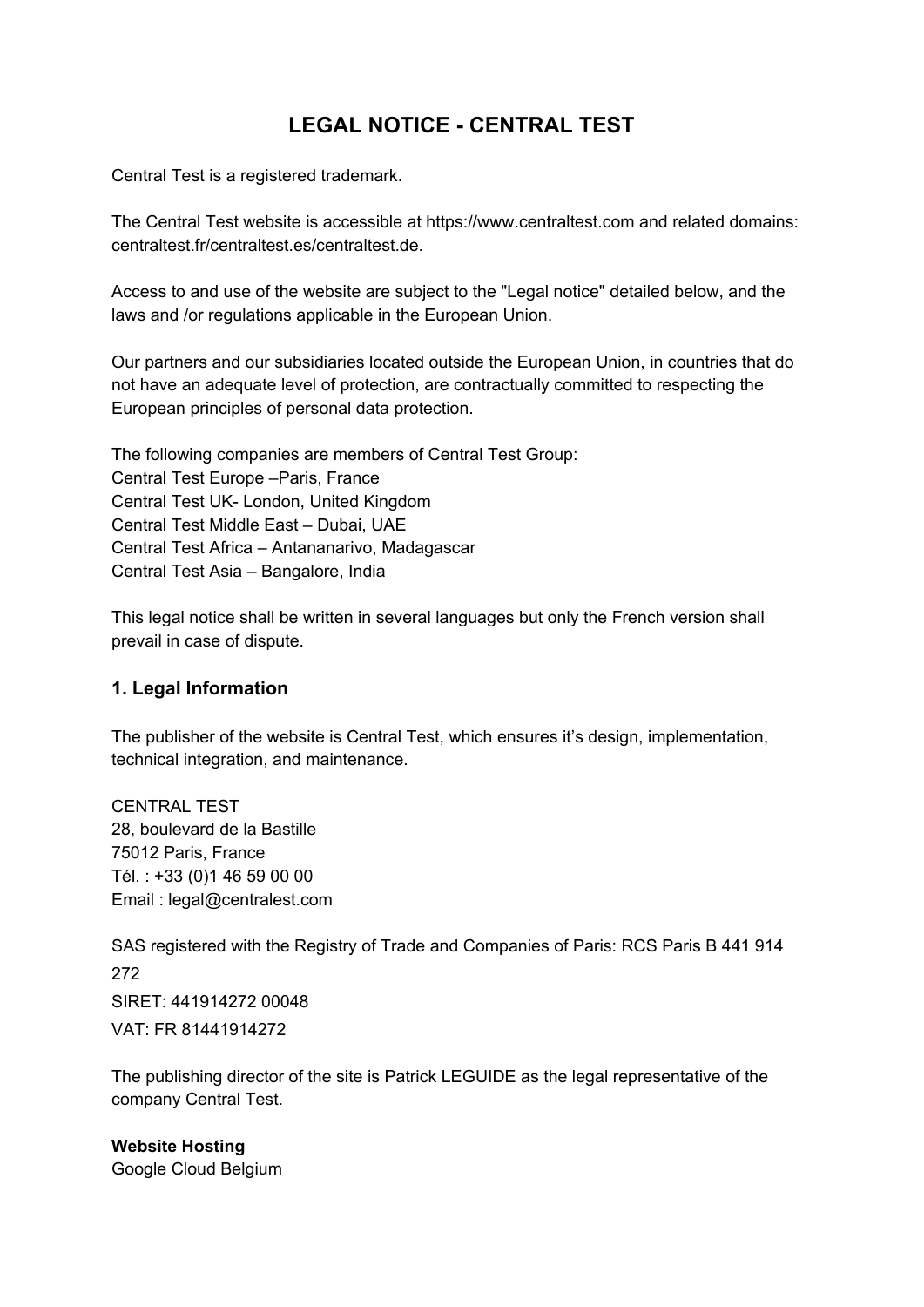# LEGAL NOTICE - CENTRAL TEST

Central Test is a registered trademark.

The Central Test website is accessible at https://www.centraltest.com and related domains: centraltest.fr/centraltest.es/centraltest.de.

Access to and use of the website are subject to the "Legal notice" detailed below, and the laws and /or regulations applicable in the European Union.

Our partners and our subsidiaries located outside the European Union, in countries that do not have an adequate level of protection, are contractually committed to respecting the European principles of personal data protection.

The following companies are members of Central Test Group:
Central Test Europe –Paris, France
Central Test UK- London, United Kingdom
Central Test Middle East – Dubai, UAE
Central Test Africa – Antananarivo, Madagascar
Central Test Asia – Bangalore, India

This legal notice shall be written in several languages but only the French version shall prevail in case of dispute.

## 1. Legal Information

The publisher of the website is Central Test, which ensures it's design, implementation, technical integration, and maintenance.

CENTRAL TEST
28, boulevard de la Bastille
75012 Paris, France
Tél. : +33 (0)1 46 59 00 00
Email : legal@centralest.com

SAS registered with the Registry of Trade and Companies of Paris: RCS Paris B 441 914 272
SIRET: 441914272 00048
VAT: FR 81441914272

The publishing director of the site is Patrick LEGUIDE as the legal representative of the company Central Test.

**Website Hosting**
Google Cloud Belgium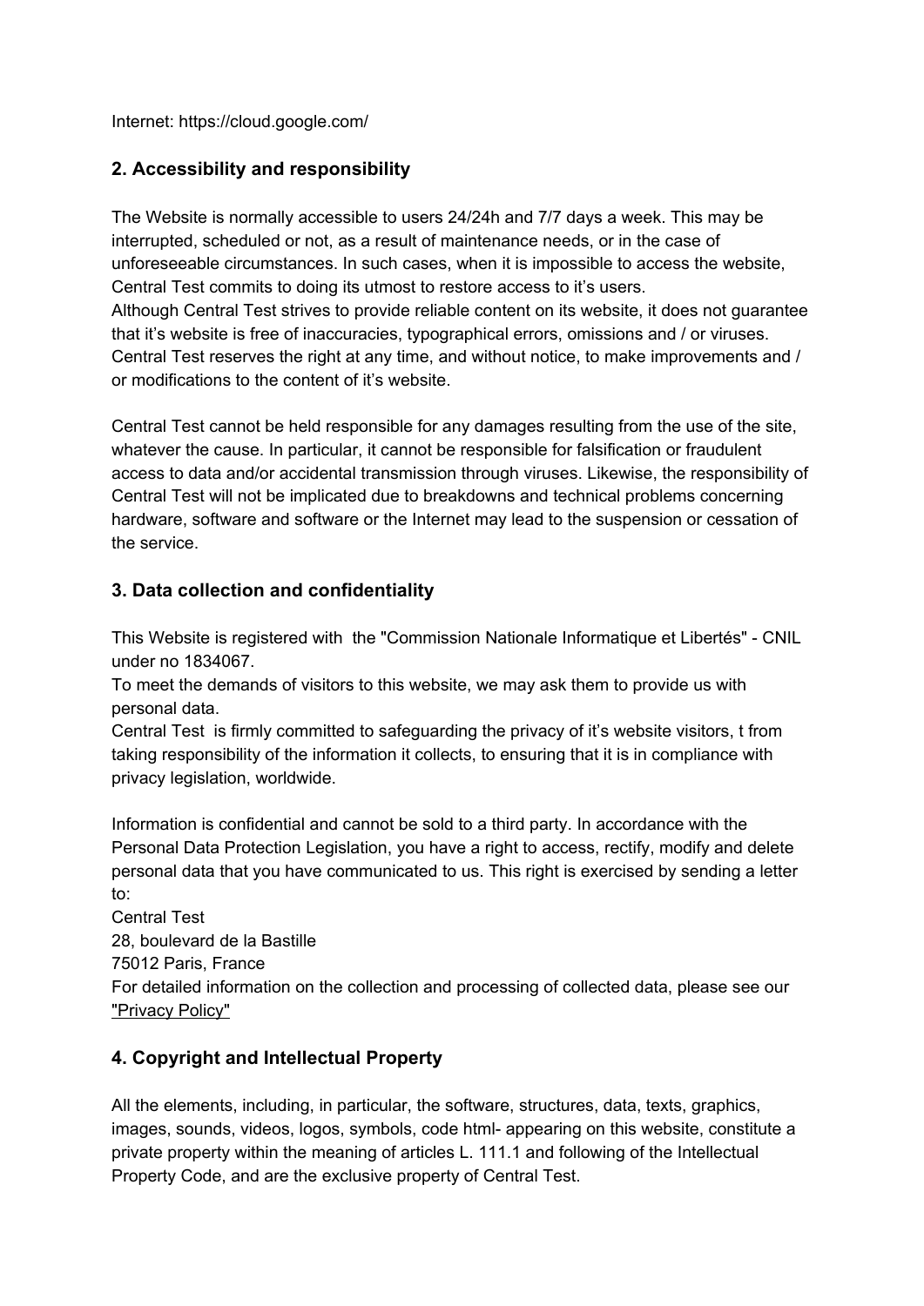Internet: https://cloud.google.com/

## 2. Accessibility and responsibility

The Website is normally accessible to users 24/24h and 7/7 days a week. This may be interrupted, scheduled or not, as a result of maintenance needs, or in the case of unforeseeable circumstances. In such cases, when it is impossible to access the website, Central Test commits to doing its utmost to restore access to it's users.
Although Central Test strives to provide reliable content on its website, it does not guarantee that it's website is free of inaccuracies, typographical errors, omissions and / or viruses. Central Test reserves the right at any time, and without notice, to make improvements and / or modifications to the content of it's website.

Central Test cannot be held responsible for any damages resulting from the use of the site, whatever the cause. In particular, it cannot be responsible for falsification or fraudulent access to data and/or accidental transmission through viruses. Likewise, the responsibility of Central Test will not be implicated due to breakdowns and technical problems concerning hardware, software and software or the Internet may lead to the suspension or cessation of the service.

## 3. Data collection and confidentiality

This Website is registered with the "Commission Nationale Informatique et Libertés" - CNIL under no 1834067.
To meet the demands of visitors to this website, we may ask them to provide us with personal data.
Central Test is firmly committed to safeguarding the privacy of it's website visitors, t from taking responsibility of the information it collects, to ensuring that it is in compliance with privacy legislation, worldwide.

Information is confidential and cannot be sold to a third party. In accordance with the Personal Data Protection Legislation, you have a right to access, rectify, modify and delete personal data that you have communicated to us. This right is exercised by sending a letter to:
Central Test
28, boulevard de la Bastille
75012 Paris, France
For detailed information on the collection and processing of collected data, please see our "Privacy Policy"

## 4. Copyright and Intellectual Property

All the elements, including, in particular, the software, structures, data, texts, graphics, images, sounds, videos, logos, symbols, code html- appearing on this website, constitute a private property within the meaning of articles L. 111.1 and following of the Intellectual Property Code, and are the exclusive property of Central Test.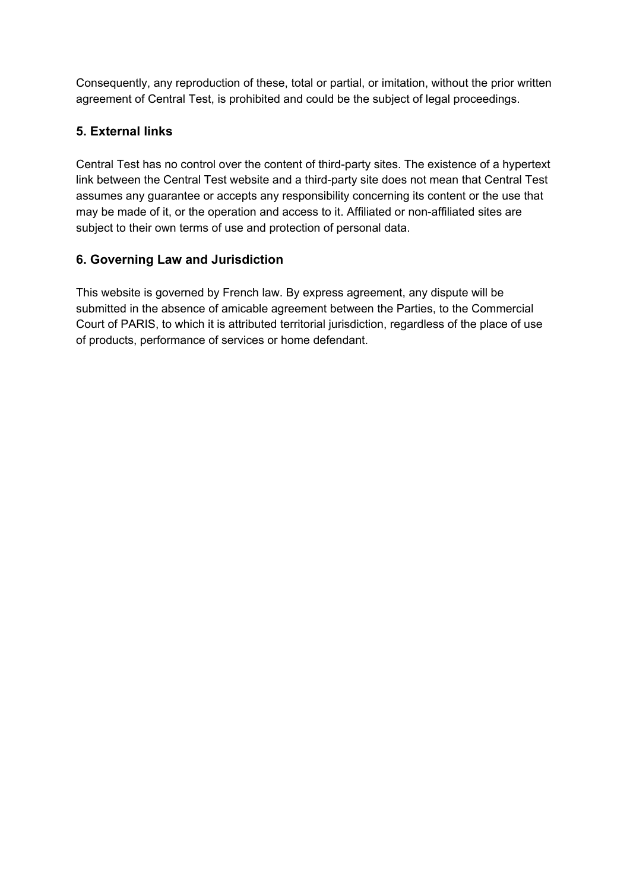Consequently, any reproduction of these, total or partial, or imitation, without the prior written agreement of Central Test, is prohibited and could be the subject of legal proceedings.

## 5. External links

Central Test has no control over the content of third-party sites. The existence of a hypertext link between the Central Test website and a third-party site does not mean that Central Test assumes any guarantee or accepts any responsibility concerning its content or the use that may be made of it, or the operation and access to it. Affiliated or non-affiliated sites are subject to their own terms of use and protection of personal data.

## 6. Governing Law and Jurisdiction

This website is governed by French law. By express agreement, any dispute will be submitted in the absence of amicable agreement between the Parties, to the Commercial Court of PARIS, to which it is attributed territorial jurisdiction, regardless of the place of use of products, performance of services or home defendant.